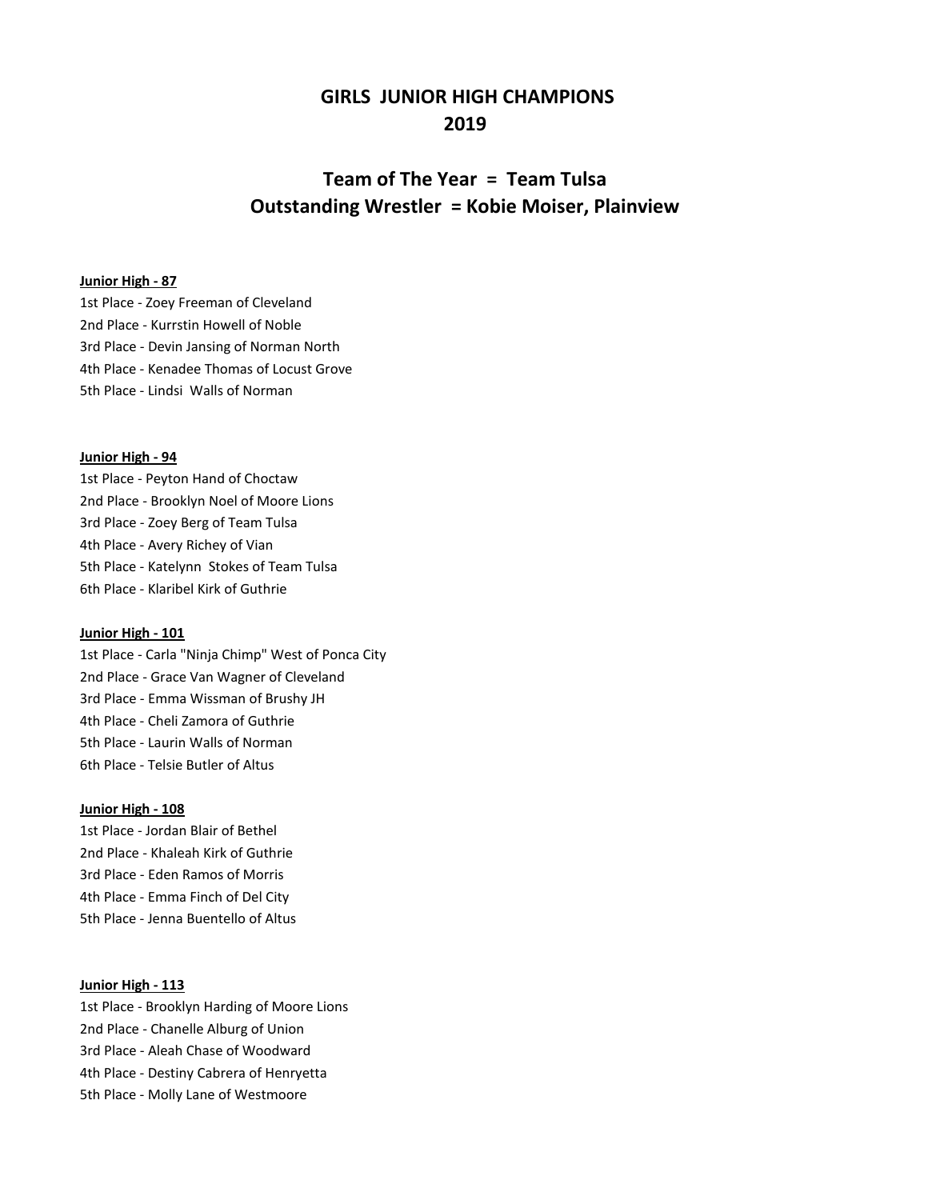# GIRLS JUNIOR HIGH CHAMPIONS
# 2019

## Team of The Year = Team Tulsa
## Outstanding Wrestler = Kobie Moiser, Plainview

**Junior High - 87**

1st Place - Zoey Freeman of Cleveland
2nd Place - Kurrstin Howell of Noble
3rd Place - Devin Jansing of Norman North
4th Place - Kenadee Thomas of Locust Grove
5th Place - Lindsi Walls of Norman

**Junior High - 94**

1st Place - Peyton Hand of Choctaw
2nd Place - Brooklyn Noel of Moore Lions
3rd Place - Zoey Berg of Team Tulsa
4th Place - Avery Richey of Vian
5th Place - Katelynn Stokes of Team Tulsa
6th Place - Klaribel Kirk of Guthrie

**Junior High - 101**

1st Place - Carla "Ninja Chimp" West of Ponca City
2nd Place - Grace Van Wagner of Cleveland
3rd Place - Emma Wissman of Brushy JH
4th Place - Cheli Zamora of Guthrie
5th Place - Laurin Walls of Norman
6th Place - Telsie Butler of Altus

**Junior High - 108**

1st Place - Jordan Blair of Bethel
2nd Place - Khaleah Kirk of Guthrie
3rd Place - Eden Ramos of Morris
4th Place - Emma Finch of Del City
5th Place - Jenna Buentello of Altus

**Junior High - 113**

1st Place - Brooklyn Harding of Moore Lions
2nd Place - Chanelle Alburg of Union
3rd Place - Aleah Chase of Woodward
4th Place - Destiny Cabrera of Henryetta
5th Place - Molly Lane of Westmoore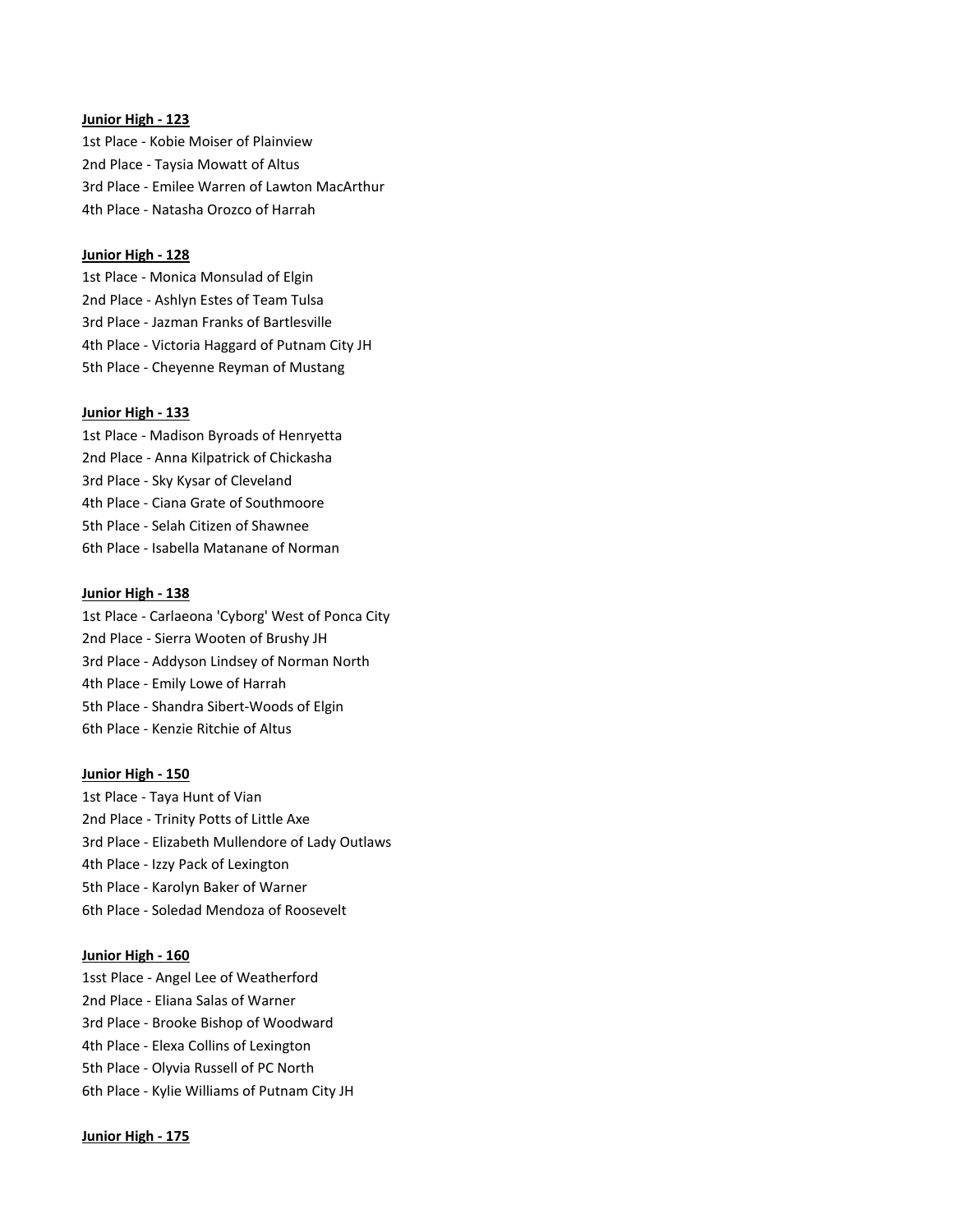**Junior High - 123**

1st Place - Kobie Moiser of Plainview
2nd Place - Taysia Mowatt of Altus
3rd Place - Emilee Warren of Lawton MacArthur
4th Place - Natasha Orozco of Harrah

**Junior High - 128**

1st Place - Monica Monsulad of Elgin
2nd Place - Ashlyn Estes of Team Tulsa
3rd Place - Jazman Franks of Bartlesville
4th Place - Victoria Haggard of Putnam City JH
5th Place - Cheyenne Reyman of Mustang

**Junior High - 133**

1st Place - Madison Byroads of Henryetta
2nd Place - Anna Kilpatrick of Chickasha
3rd Place - Sky Kysar of Cleveland
4th Place - Ciana Grate of Southmoore
5th Place - Selah Citizen of Shawnee
6th Place - Isabella Matanane of Norman

**Junior High - 138**

1st Place - Carlaeona 'Cyborg' West of Ponca City
2nd Place - Sierra Wooten of Brushy JH
3rd Place - Addyson Lindsey of Norman North
4th Place - Emily Lowe of Harrah
5th Place - Shandra Sibert-Woods of Elgin
6th Place - Kenzie Ritchie of Altus

**Junior High - 150**

1st Place - Taya Hunt of Vian
2nd Place - Trinity Potts of Little Axe
3rd Place - Elizabeth Mullendore of Lady Outlaws
4th Place - Izzy Pack of Lexington
5th Place - Karolyn Baker of Warner
6th Place - Soledad Mendoza of Roosevelt

**Junior High - 160**

1sst Place - Angel Lee of Weatherford
2nd Place - Eliana Salas of Warner
3rd Place - Brooke Bishop of Woodward
4th Place - Elexa Collins of Lexington
5th Place - Olyvia Russell of PC North
6th Place - Kylie Williams of Putnam City JH

**Junior High - 175**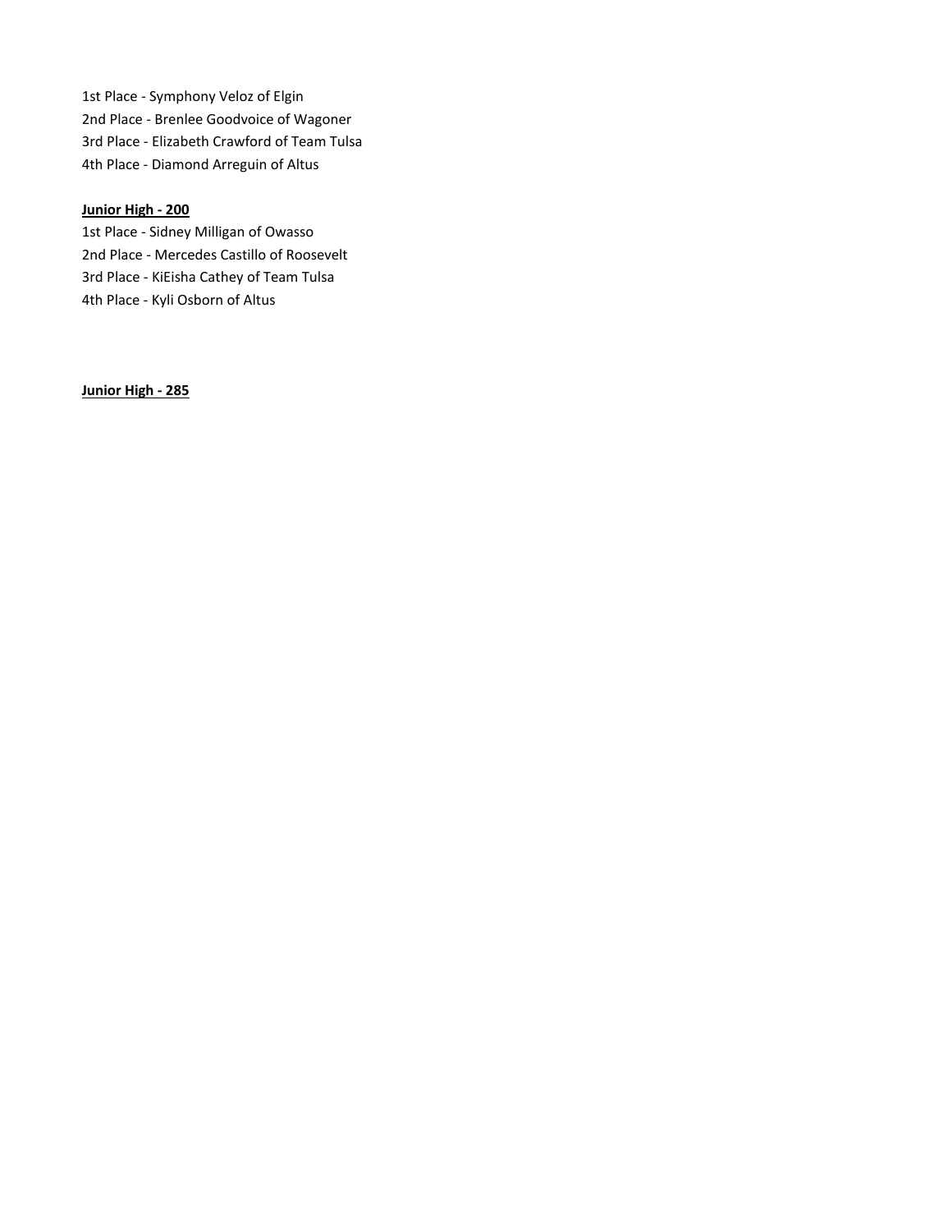1st Place - Symphony Veloz of Elgin
2nd Place - Brenlee Goodvoice of Wagoner
3rd Place - Elizabeth Crawford of Team Tulsa
4th Place - Diamond Arreguin of Altus

**Junior High - 200**

1st Place - Sidney Milligan of Owasso
2nd Place - Mercedes Castillo of Roosevelt
3rd Place - KiEisha Cathey of Team Tulsa
4th Place - Kyli Osborn of Altus

**Junior High - 285**